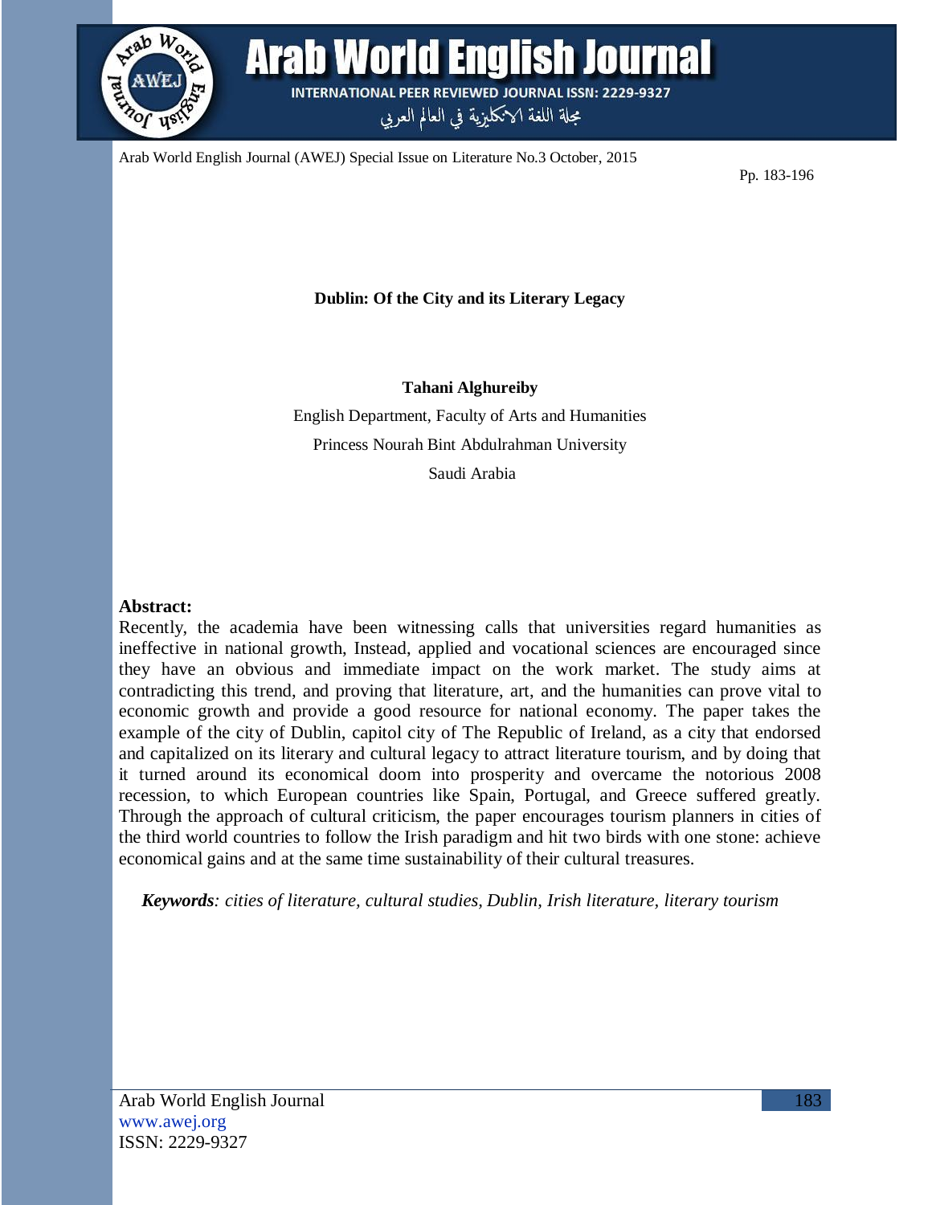# Dublin: Of the City and its Literary Legacy

**Tahani Alghureiby**

English Department, Faculty of Arts and Humanities

Princess Nourah Bint Abdulrahman University

Saudi Arabia

## Abstract:

Recently, the academia have been witnessing calls that universities regard humanities as ineffective in national growth, Instead, applied and vocational sciences are encouraged since they have an obvious and immediate impact on the work market. The study aims at contradicting this trend, and proving that literature, art, and the humanities can prove vital to economic growth and provide a good resource for national economy. The paper takes the example of the city of Dublin, capitol city of The Republic of Ireland, as a city that endorsed and capitalized on its literary and cultural legacy to attract literature tourism, and by doing that it turned around its economical doom into prosperity and overcame the notorious 2008 recession, to which European countries like Spain, Portugal, and Greece suffered greatly. Through the approach of cultural criticism, the paper encourages tourism planners in cities of the third world countries to follow the Irish paradigm and hit two birds with one stone: achieve economical gains and at the same time sustainability of their cultural treasures.

***Keywords**: cities of literature, cultural studies, Dublin, Irish literature, literary tourism*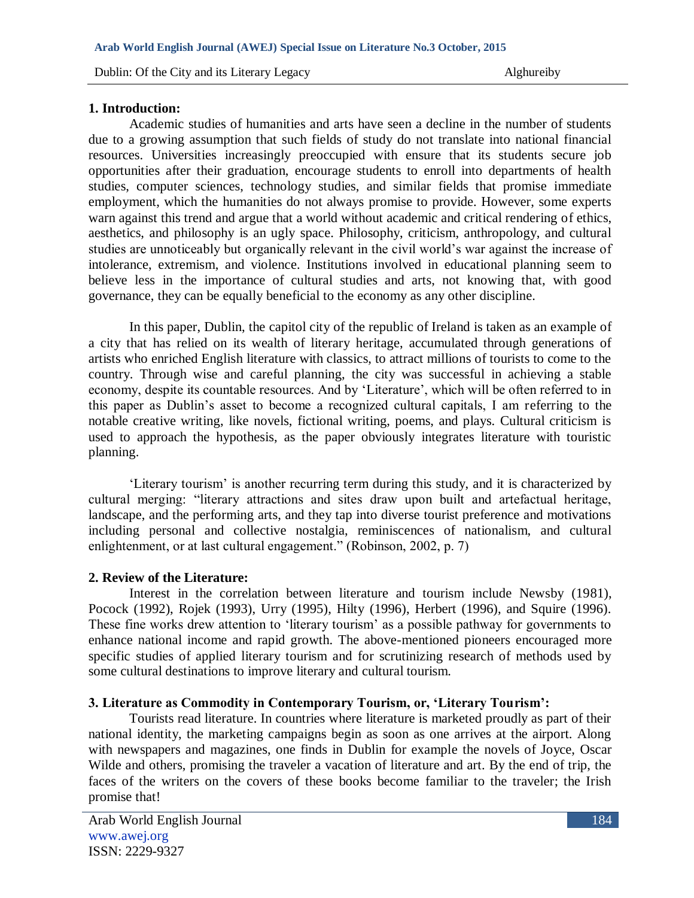## 1. Introduction:

Academic studies of humanities and arts have seen a decline in the number of students due to a growing assumption that such fields of study do not translate into national financial resources. Universities increasingly preoccupied with ensure that its students secure job opportunities after their graduation, encourage students to enroll into departments of health studies, computer sciences, technology studies, and similar fields that promise immediate employment, which the humanities do not always promise to provide. However, some experts warn against this trend and argue that a world without academic and critical rendering of ethics, aesthetics, and philosophy is an ugly space. Philosophy, criticism, anthropology, and cultural studies are unnoticeably but organically relevant in the civil world's war against the increase of intolerance, extremism, and violence. Institutions involved in educational planning seem to believe less in the importance of cultural studies and arts, not knowing that, with good governance, they can be equally beneficial to the economy as any other discipline.

In this paper, Dublin, the capitol city of the republic of Ireland is taken as an example of a city that has relied on its wealth of literary heritage, accumulated through generations of artists who enriched English literature with classics, to attract millions of tourists to come to the country. Through wise and careful planning, the city was successful in achieving a stable economy, despite its countable resources. And by 'Literature', which will be often referred to in this paper as Dublin's asset to become a recognized cultural capitals, I am referring to the notable creative writing, like novels, fictional writing, poems, and plays. Cultural criticism is used to approach the hypothesis, as the paper obviously integrates literature with touristic planning.

'Literary tourism' is another recurring term during this study, and it is characterized by cultural merging: "literary attractions and sites draw upon built and artefactual heritage, landscape, and the performing arts, and they tap into diverse tourist preference and motivations including personal and collective nostalgia, reminiscences of nationalism, and cultural enlightenment, or at last cultural engagement." (Robinson, 2002, p. 7)

## 2. Review of the Literature:

Interest in the correlation between literature and tourism include Newsby (1981), Pocock (1992), Rojek (1993), Urry (1995), Hilty (1996), Herbert (1996), and Squire (1996). These fine works drew attention to 'literary tourism' as a possible pathway for governments to enhance national income and rapid growth. The above-mentioned pioneers encouraged more specific studies of applied literary tourism and for scrutinizing research of methods used by some cultural destinations to improve literary and cultural tourism.

## 3. Literature as Commodity in Contemporary Tourism, or, 'Literary Tourism':

Tourists read literature. In countries where literature is marketed proudly as part of their national identity, the marketing campaigns begin as soon as one arrives at the airport. Along with newspapers and magazines, one finds in Dublin for example the novels of Joyce, Oscar Wilde and others, promising the traveler a vacation of literature and art. By the end of trip, the faces of the writers on the covers of these books become familiar to the traveler; the Irish promise that!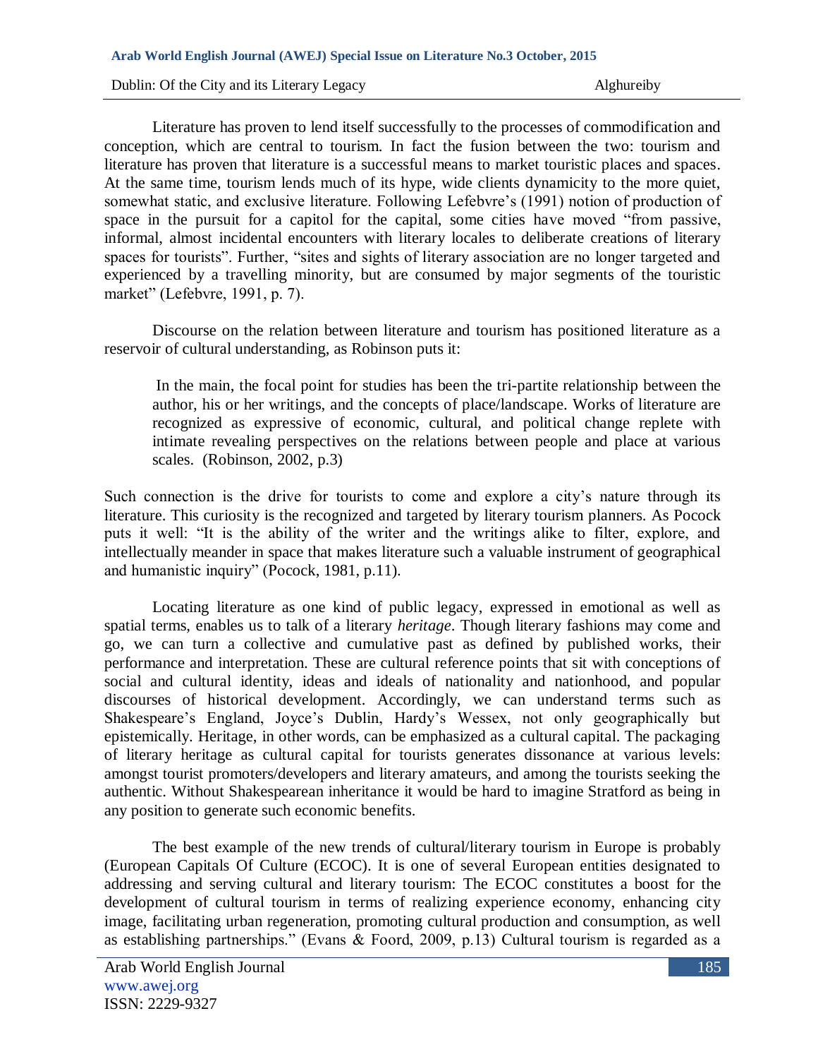Literature has proven to lend itself successfully to the processes of commodification and conception, which are central to tourism. In fact the fusion between the two: tourism and literature has proven that literature is a successful means to market touristic places and spaces. At the same time, tourism lends much of its hype, wide clients dynamicity to the more quiet, somewhat static, and exclusive literature. Following Lefebvre's (1991) notion of production of space in the pursuit for a capitol for the capital, some cities have moved "from passive, informal, almost incidental encounters with literary locales to deliberate creations of literary spaces for tourists". Further, "sites and sights of literary association are no longer targeted and experienced by a travelling minority, but are consumed by major segments of the touristic market" (Lefebvre, 1991, p. 7).

Discourse on the relation between literature and tourism has positioned literature as a reservoir of cultural understanding, as Robinson puts it:

> In the main, the focal point for studies has been the tri-partite relationship between the author, his or her writings, and the concepts of place/landscape. Works of literature are recognized as expressive of economic, cultural, and political change replete with intimate revealing perspectives on the relations between people and place at various scales. (Robinson, 2002, p.3)

Such connection is the drive for tourists to come and explore a city's nature through its literature. This curiosity is the recognized and targeted by literary tourism planners. As Pocock puts it well: "It is the ability of the writer and the writings alike to filter, explore, and intellectually meander in space that makes literature such a valuable instrument of geographical and humanistic inquiry" (Pocock, 1981, p.11).

Locating literature as one kind of public legacy, expressed in emotional as well as spatial terms, enables us to talk of a literary *heritage*. Though literary fashions may come and go, we can turn a collective and cumulative past as defined by published works, their performance and interpretation. These are cultural reference points that sit with conceptions of social and cultural identity, ideas and ideals of nationality and nationhood, and popular discourses of historical development. Accordingly, we can understand terms such as Shakespeare's England, Joyce's Dublin, Hardy's Wessex, not only geographically but epistemically. Heritage, in other words, can be emphasized as a cultural capital. The packaging of literary heritage as cultural capital for tourists generates dissonance at various levels: amongst tourist promoters/developers and literary amateurs, and among the tourists seeking the authentic. Without Shakespearean inheritance it would be hard to imagine Stratford as being in any position to generate such economic benefits.

The best example of the new trends of cultural/literary tourism in Europe is probably (European Capitals Of Culture (ECOC). It is one of several European entities designated to addressing and serving cultural and literary tourism: The ECOC constitutes a boost for the development of cultural tourism in terms of realizing experience economy, enhancing city image, facilitating urban regeneration, promoting cultural production and consumption, as well as establishing partnerships." (Evans & Foord, 2009, p.13) Cultural tourism is regarded as a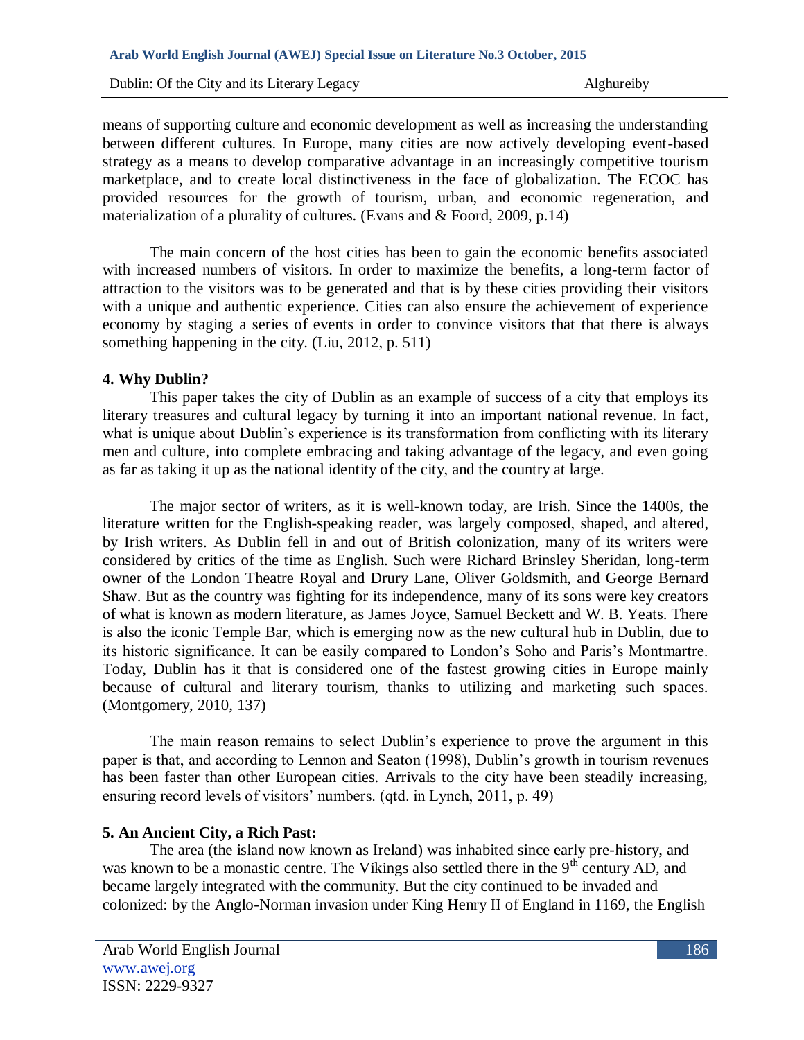means of supporting culture and economic development as well as increasing the understanding between different cultures. In Europe, many cities are now actively developing event-based strategy as a means to develop comparative advantage in an increasingly competitive tourism marketplace, and to create local distinctiveness in the face of globalization. The ECOC has provided resources for the growth of tourism, urban, and economic regeneration, and materialization of a plurality of cultures. (Evans and & Foord, 2009, p.14)

The main concern of the host cities has been to gain the economic benefits associated with increased numbers of visitors. In order to maximize the benefits, a long-term factor of attraction to the visitors was to be generated and that is by these cities providing their visitors with a unique and authentic experience. Cities can also ensure the achievement of experience economy by staging a series of events in order to convince visitors that that there is always something happening in the city. (Liu, 2012, p. 511)

## 4. Why Dublin?

This paper takes the city of Dublin as an example of success of a city that employs its literary treasures and cultural legacy by turning it into an important national revenue. In fact, what is unique about Dublin's experience is its transformation from conflicting with its literary men and culture, into complete embracing and taking advantage of the legacy, and even going as far as taking it up as the national identity of the city, and the country at large.

The major sector of writers, as it is well-known today, are Irish. Since the 1400s, the literature written for the English-speaking reader, was largely composed, shaped, and altered, by Irish writers. As Dublin fell in and out of British colonization, many of its writers were considered by critics of the time as English. Such were Richard Brinsley Sheridan, long-term owner of the London Theatre Royal and Drury Lane, Oliver Goldsmith, and George Bernard Shaw. But as the country was fighting for its independence, many of its sons were key creators of what is known as modern literature, as James Joyce, Samuel Beckett and W. B. Yeats. There is also the iconic Temple Bar, which is emerging now as the new cultural hub in Dublin, due to its historic significance. It can be easily compared to London's Soho and Paris's Montmartre. Today, Dublin has it that is considered one of the fastest growing cities in Europe mainly because of cultural and literary tourism, thanks to utilizing and marketing such spaces. (Montgomery, 2010, 137)

The main reason remains to select Dublin's experience to prove the argument in this paper is that, and according to Lennon and Seaton (1998), Dublin's growth in tourism revenues has been faster than other European cities. Arrivals to the city have been steadily increasing, ensuring record levels of visitors' numbers. (qtd. in Lynch, 2011, p. 49)

## 5. An Ancient City, a Rich Past:

The area (the island now known as Ireland) was inhabited since early pre-history, and was known to be a monastic centre. The Vikings also settled there in the 9th century AD, and became largely integrated with the community. But the city continued to be invaded and colonized: by the Anglo-Norman invasion under King Henry II of England in 1169, the English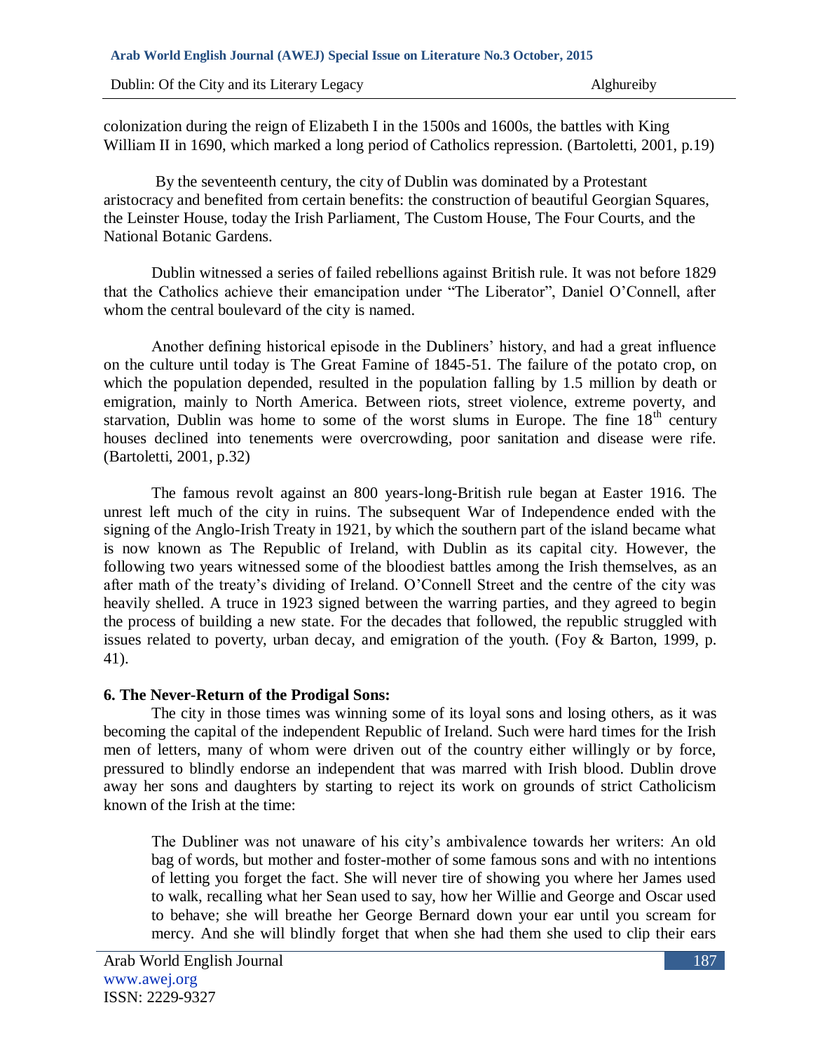colonization during the reign of Elizabeth I in the 1500s and 1600s, the battles with King William II in 1690, which marked a long period of Catholics repression. (Bartoletti, 2001, p.19)

By the seventeenth century, the city of Dublin was dominated by a Protestant aristocracy and benefited from certain benefits: the construction of beautiful Georgian Squares, the Leinster House, today the Irish Parliament, The Custom House, The Four Courts, and the National Botanic Gardens.

Dublin witnessed a series of failed rebellions against British rule. It was not before 1829 that the Catholics achieve their emancipation under "The Liberator", Daniel O'Connell, after whom the central boulevard of the city is named.

Another defining historical episode in the Dubliners' history, and had a great influence on the culture until today is The Great Famine of 1845-51. The failure of the potato crop, on which the population depended, resulted in the population falling by 1.5 million by death or emigration, mainly to North America. Between riots, street violence, extreme poverty, and starvation, Dublin was home to some of the worst slums in Europe. The fine 18th century houses declined into tenements were overcrowding, poor sanitation and disease were rife. (Bartoletti, 2001, p.32)

The famous revolt against an 800 years-long-British rule began at Easter 1916. The unrest left much of the city in ruins. The subsequent War of Independence ended with the signing of the Anglo-Irish Treaty in 1921, by which the southern part of the island became what is now known as The Republic of Ireland, with Dublin as its capital city. However, the following two years witnessed some of the bloodiest battles among the Irish themselves, as an after math of the treaty's dividing of Ireland. O'Connell Street and the centre of the city was heavily shelled. A truce in 1923 signed between the warring parties, and they agreed to begin the process of building a new state. For the decades that followed, the republic struggled with issues related to poverty, urban decay, and emigration of the youth. (Foy & Barton, 1999, p. 41).

## 6. The Never-Return of the Prodigal Sons:

The city in those times was winning some of its loyal sons and losing others, as it was becoming the capital of the independent Republic of Ireland. Such were hard times for the Irish men of letters, many of whom were driven out of the country either willingly or by force, pressured to blindly endorse an independent that was marred with Irish blood. Dublin drove away her sons and daughters by starting to reject its work on grounds of strict Catholicism known of the Irish at the time:

> The Dubliner was not unaware of his city's ambivalence towards her writers: An old bag of words, but mother and foster-mother of some famous sons and with no intentions of letting you forget the fact. She will never tire of showing you where her James used to walk, recalling what her Sean used to say, how her Willie and George and Oscar used to behave; she will breathe her George Bernard down your ear until you scream for mercy. And she will blindly forget that when she had them she used to clip their ears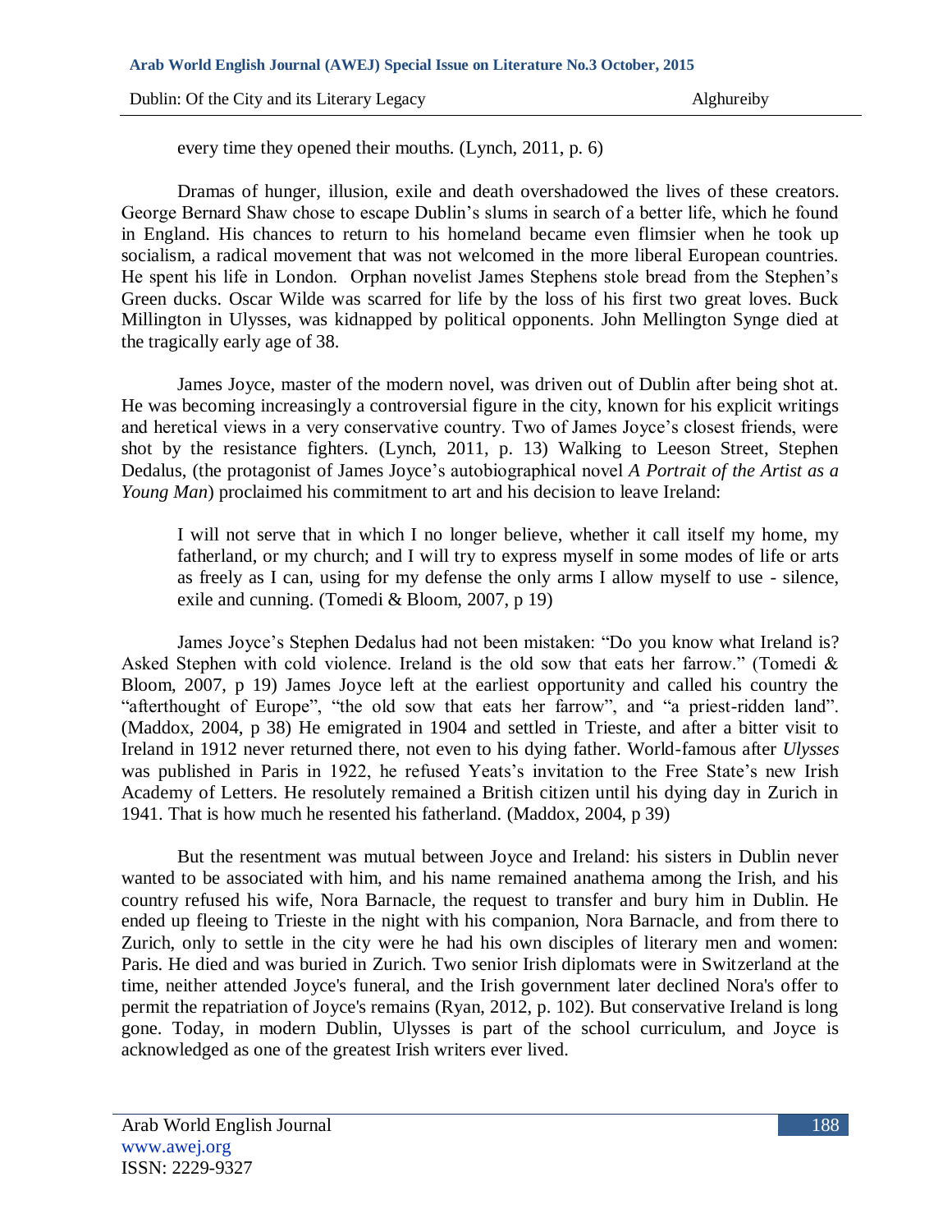every time they opened their mouths. (Lynch, 2011, p. 6)

Dramas of hunger, illusion, exile and death overshadowed the lives of these creators. George Bernard Shaw chose to escape Dublin's slums in search of a better life, which he found in England. His chances to return to his homeland became even flimsier when he took up socialism, a radical movement that was not welcomed in the more liberal European countries. He spent his life in London. Orphan novelist James Stephens stole bread from the Stephen's Green ducks. Oscar Wilde was scarred for life by the loss of his first two great loves. Buck Millington in Ulysses, was kidnapped by political opponents. John Mellington Synge died at the tragically early age of 38.

James Joyce, master of the modern novel, was driven out of Dublin after being shot at. He was becoming increasingly a controversial figure in the city, known for his explicit writings and heretical views in a very conservative country. Two of James Joyce's closest friends, were shot by the resistance fighters. (Lynch, 2011, p. 13) Walking to Leeson Street, Stephen Dedalus, (the protagonist of James Joyce's autobiographical novel *A Portrait of the Artist as a Young Man*) proclaimed his commitment to art and his decision to leave Ireland:

> I will not serve that in which I no longer believe, whether it call itself my home, my fatherland, or my church; and I will try to express myself in some modes of life or arts as freely as I can, using for my defense the only arms I allow myself to use - silence, exile and cunning. (Tomedi & Bloom, 2007, p 19)

James Joyce's Stephen Dedalus had not been mistaken: "Do you know what Ireland is? Asked Stephen with cold violence. Ireland is the old sow that eats her farrow." (Tomedi & Bloom, 2007, p 19) James Joyce left at the earliest opportunity and called his country the "afterthought of Europe", "the old sow that eats her farrow", and "a priest-ridden land". (Maddox, 2004, p 38) He emigrated in 1904 and settled in Trieste, and after a bitter visit to Ireland in 1912 never returned there, not even to his dying father. World-famous after *Ulysses* was published in Paris in 1922, he refused Yeats's invitation to the Free State's new Irish Academy of Letters. He resolutely remained a British citizen until his dying day in Zurich in 1941. That is how much he resented his fatherland. (Maddox, 2004, p 39)

But the resentment was mutual between Joyce and Ireland: his sisters in Dublin never wanted to be associated with him, and his name remained anathema among the Irish, and his country refused his wife, Nora Barnacle, the request to transfer and bury him in Dublin. He ended up fleeing to Trieste in the night with his companion, Nora Barnacle, and from there to Zurich, only to settle in the city were he had his own disciples of literary men and women: Paris. He died and was buried in Zurich. Two senior Irish diplomats were in Switzerland at the time, neither attended Joyce's funeral, and the Irish government later declined Nora's offer to permit the repatriation of Joyce's remains (Ryan, 2012, p. 102). But conservative Ireland is long gone. Today, in modern Dublin, Ulysses is part of the school curriculum, and Joyce is acknowledged as one of the greatest Irish writers ever lived.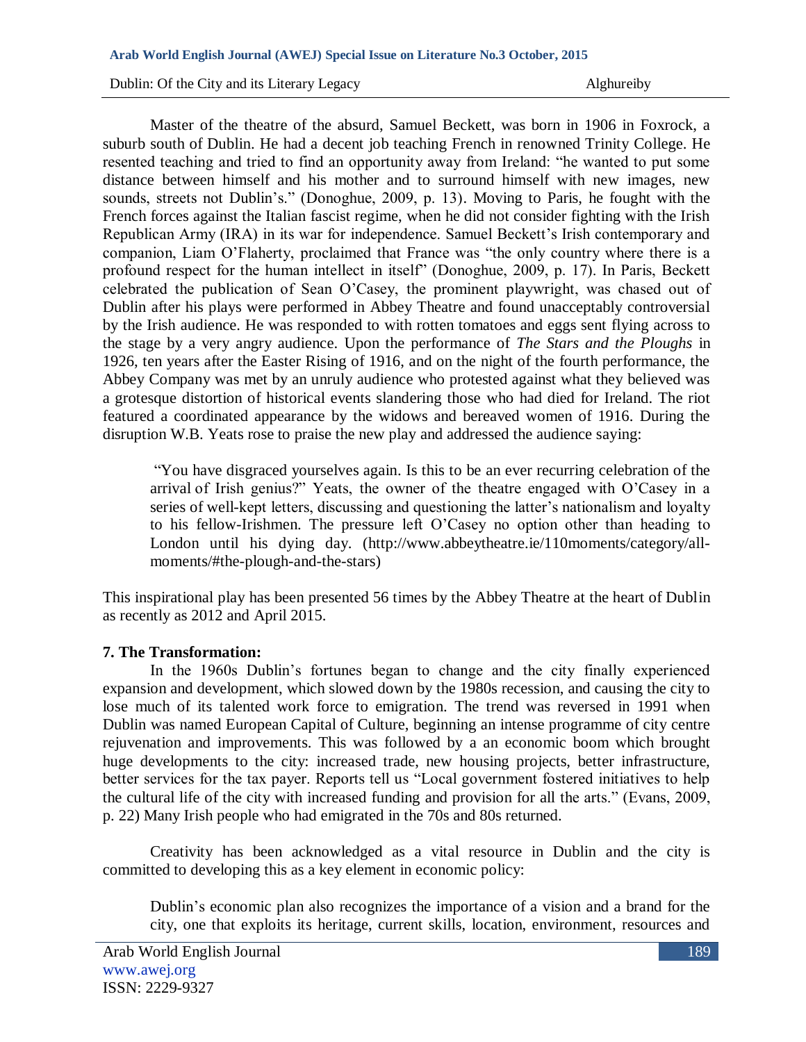Master of the theatre of the absurd, Samuel Beckett, was born in 1906 in Foxrock, a suburb south of Dublin. He had a decent job teaching French in renowned Trinity College. He resented teaching and tried to find an opportunity away from Ireland: "he wanted to put some distance between himself and his mother and to surround himself with new images, new sounds, streets not Dublin's." (Donoghue, 2009, p. 13). Moving to Paris, he fought with the French forces against the Italian fascist regime, when he did not consider fighting with the Irish Republican Army (IRA) in its war for independence. Samuel Beckett's Irish contemporary and companion, Liam O'Flaherty, proclaimed that France was "the only country where there is a profound respect for the human intellect in itself" (Donoghue, 2009, p. 17). In Paris, Beckett celebrated the publication of Sean O'Casey, the prominent playwright, was chased out of Dublin after his plays were performed in Abbey Theatre and found unacceptably controversial by the Irish audience. He was responded to with rotten tomatoes and eggs sent flying across to the stage by a very angry audience. Upon the performance of *The Stars and the Ploughs* in 1926, ten years after the Easter Rising of 1916, and on the night of the fourth performance, the Abbey Company was met by an unruly audience who protested against what they believed was a grotesque distortion of historical events slandering those who had died for Ireland. The riot featured a coordinated appearance by the widows and bereaved women of 1916. During the disruption W.B. Yeats rose to praise the new play and addressed the audience saying:

> "You have disgraced yourselves again. Is this to be an ever recurring celebration of the arrival of Irish genius?" Yeats, the owner of the theatre engaged with O'Casey in a series of well-kept letters, discussing and questioning the latter's nationalism and loyalty to his fellow-Irishmen. The pressure left O'Casey no option other than heading to London until his dying day. (http://www.abbeytheatre.ie/110moments/category/all-moments/#the-plough-and-the-stars)

This inspirational play has been presented 56 times by the Abbey Theatre at the heart of Dublin as recently as 2012 and April 2015.

## 7. The Transformation:

In the 1960s Dublin's fortunes began to change and the city finally experienced expansion and development, which slowed down by the 1980s recession, and causing the city to lose much of its talented work force to emigration. The trend was reversed in 1991 when Dublin was named European Capital of Culture, beginning an intense programme of city centre rejuvenation and improvements. This was followed by a an economic boom which brought huge developments to the city: increased trade, new housing projects, better infrastructure, better services for the tax payer. Reports tell us "Local government fostered initiatives to help the cultural life of the city with increased funding and provision for all the arts." (Evans, 2009, p. 22) Many Irish people who had emigrated in the 70s and 80s returned.

Creativity has been acknowledged as a vital resource in Dublin and the city is committed to developing this as a key element in economic policy:

> Dublin's economic plan also recognizes the importance of a vision and a brand for the city, one that exploits its heritage, current skills, location, environment, resources and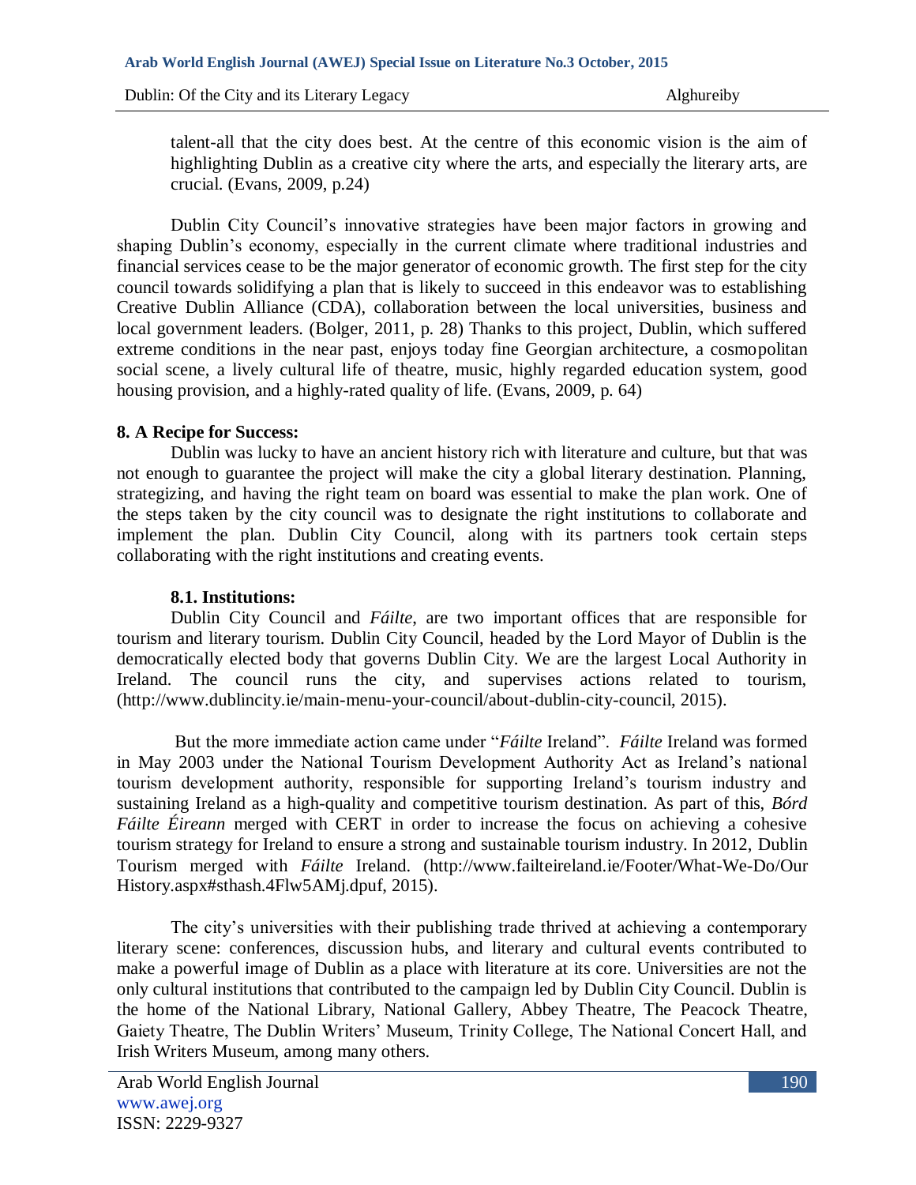talent-all that the city does best. At the centre of this economic vision is the aim of highlighting Dublin as a creative city where the arts, and especially the literary arts, are crucial. (Evans, 2009, p.24)

Dublin City Council's innovative strategies have been major factors in growing and shaping Dublin's economy, especially in the current climate where traditional industries and financial services cease to be the major generator of economic growth. The first step for the city council towards solidifying a plan that is likely to succeed in this endeavor was to establishing Creative Dublin Alliance (CDA), collaboration between the local universities, business and local government leaders. (Bolger, 2011, p. 28) Thanks to this project, Dublin, which suffered extreme conditions in the near past, enjoys today fine Georgian architecture, a cosmopolitan social scene, a lively cultural life of theatre, music, highly regarded education system, good housing provision, and a highly-rated quality of life. (Evans, 2009, p. 64)

## 8. A Recipe for Success:

Dublin was lucky to have an ancient history rich with literature and culture, but that was not enough to guarantee the project will make the city a global literary destination. Planning, strategizing, and having the right team on board was essential to make the plan work. One of the steps taken by the city council was to designate the right institutions to collaborate and implement the plan. Dublin City Council, along with its partners took certain steps collaborating with the right institutions and creating events.

### 8.1. Institutions:

Dublin City Council and *Fáilte*, are two important offices that are responsible for tourism and literary tourism. Dublin City Council, headed by the Lord Mayor of Dublin is the democratically elected body that governs Dublin City. We are the largest Local Authority in Ireland. The council runs the city, and supervises actions related to tourism, (http://www.dublincity.ie/main-menu-your-council/about-dublin-city-council, 2015).

But the more immediate action came under "*Fáilte* Ireland". *Fáilte* Ireland was formed in May 2003 under the National Tourism Development Authority Act as Ireland's national tourism development authority, responsible for supporting Ireland's tourism industry and sustaining Ireland as a high-quality and competitive tourism destination. As part of this, *Bórd Fáilte Éireann* merged with CERT in order to increase the focus on achieving a cohesive tourism strategy for Ireland to ensure a strong and sustainable tourism industry. In 2012, Dublin Tourism merged with *Fáilte* Ireland. (http://www.failteireland.ie/Footer/What-We-Do/Our History.aspx#sthash.4Flw5AMj.dpuf, 2015).

The city's universities with their publishing trade thrived at achieving a contemporary literary scene: conferences, discussion hubs, and literary and cultural events contributed to make a powerful image of Dublin as a place with literature at its core. Universities are not the only cultural institutions that contributed to the campaign led by Dublin City Council. Dublin is the home of the National Library, National Gallery, Abbey Theatre, The Peacock Theatre, Gaiety Theatre, The Dublin Writers' Museum, Trinity College, The National Concert Hall, and Irish Writers Museum, among many others.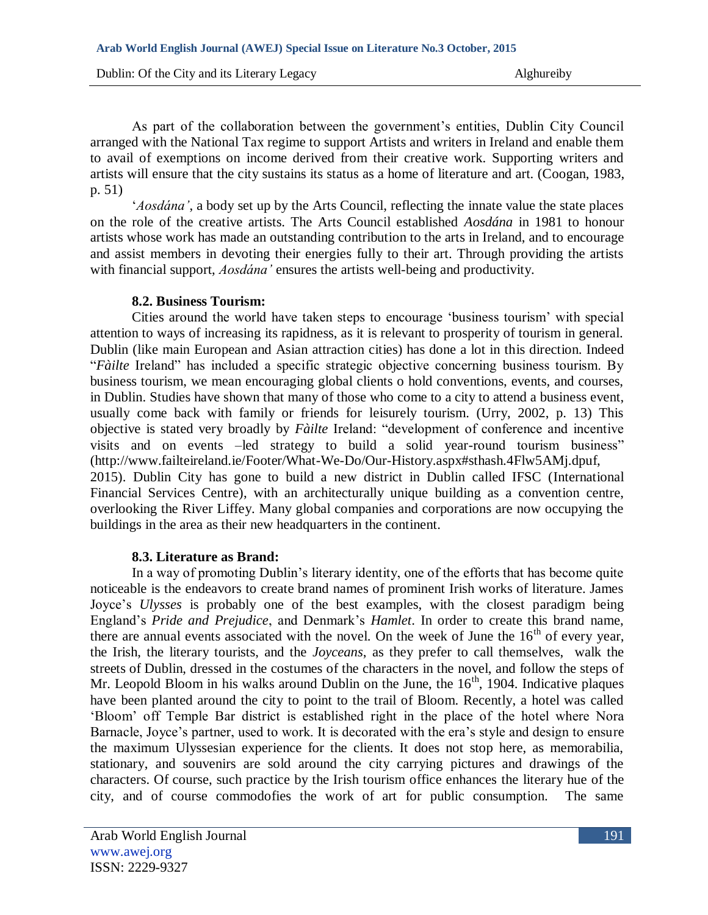As part of the collaboration between the government's entities, Dublin City Council arranged with the National Tax regime to support Artists and writers in Ireland and enable them to avail of exemptions on income derived from their creative work. Supporting writers and artists will ensure that the city sustains its status as a home of literature and art. (Coogan, 1983, p. 51)

'*Aosdána'*, a body set up by the Arts Council, reflecting the innate value the state places on the role of the creative artists. The Arts Council established *Aosdána* in 1981 to honour artists whose work has made an outstanding contribution to the arts in Ireland, and to encourage and assist members in devoting their energies fully to their art. Through providing the artists with financial support, *Aosdána'* ensures the artists well-being and productivity.

### 8.2. Business Tourism:

Cities around the world have taken steps to encourage 'business tourism' with special attention to ways of increasing its rapidness, as it is relevant to prosperity of tourism in general. Dublin (like main European and Asian attraction cities) has done a lot in this direction. Indeed "*Fàilte* Ireland" has included a specific strategic objective concerning business tourism. By business tourism, we mean encouraging global clients o hold conventions, events, and courses, in Dublin. Studies have shown that many of those who come to a city to attend a business event, usually come back with family or friends for leisurely tourism. (Urry, 2002, p. 13) This objective is stated very broadly by *Fàilte* Ireland: "development of conference and incentive visits and on events –led strategy to build a solid year-round tourism business" (http://www.failteireland.ie/Footer/What-We-Do/Our-History.aspx#sthash.4Flw5AMj.dpuf, 2015). Dublin City has gone to build a new district in Dublin called IFSC (International Financial Services Centre), with an architecturally unique building as a convention centre, overlooking the River Liffey. Many global companies and corporations are now occupying the buildings in the area as their new headquarters in the continent.

### 8.3. Literature as Brand:

In a way of promoting Dublin's literary identity, one of the efforts that has become quite noticeable is the endeavors to create brand names of prominent Irish works of literature. James Joyce's *Ulysses* is probably one of the best examples, with the closest paradigm being England's *Pride and Prejudice*, and Denmark's *Hamlet*. In order to create this brand name, there are annual events associated with the novel. On the week of June the 16th of every year, the Irish, the literary tourists, and the *Joyceans*, as they prefer to call themselves, walk the streets of Dublin, dressed in the costumes of the characters in the novel, and follow the steps of Mr. Leopold Bloom in his walks around Dublin on the June, the 16th, 1904. Indicative plaques have been planted around the city to point to the trail of Bloom. Recently, a hotel was called 'Bloom' off Temple Bar district is established right in the place of the hotel where Nora Barnacle, Joyce's partner, used to work. It is decorated with the era's style and design to ensure the maximum Ulyssesian experience for the clients. It does not stop here, as memorabilia, stationary, and souvenirs are sold around the city carrying pictures and drawings of the characters. Of course, such practice by the Irish tourism office enhances the literary hue of the city, and of course commodofies the work of art for public consumption. The same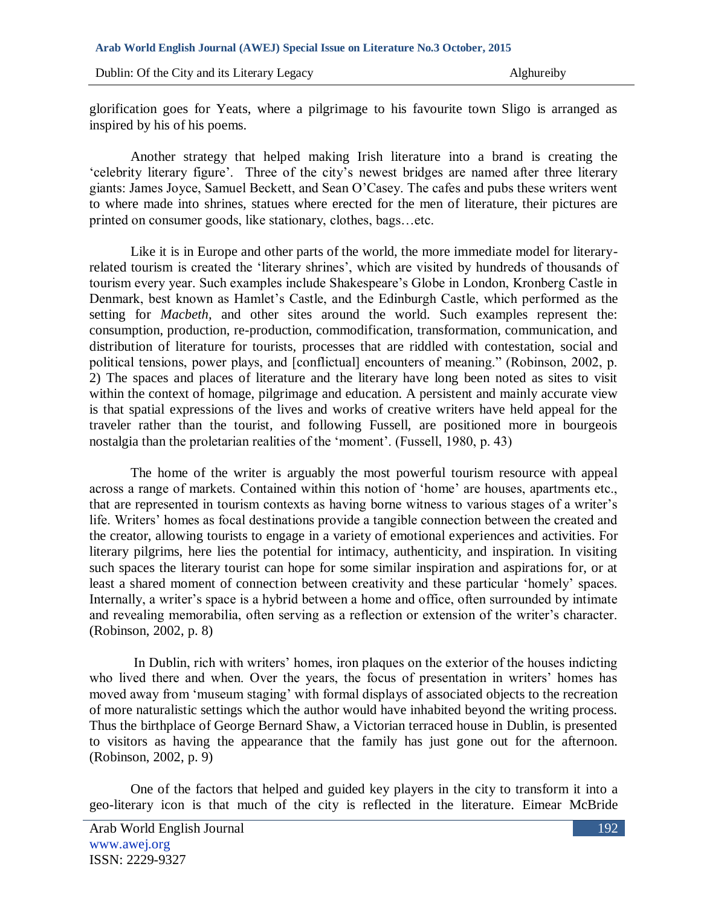glorification goes for Yeats, where a pilgrimage to his favourite town Sligo is arranged as inspired by his of his poems.

Another strategy that helped making Irish literature into a brand is creating the 'celebrity literary figure'. Three of the city's newest bridges are named after three literary giants: James Joyce, Samuel Beckett, and Sean O'Casey. The cafes and pubs these writers went to where made into shrines, statues where erected for the men of literature, their pictures are printed on consumer goods, like stationary, clothes, bags…etc.

Like it is in Europe and other parts of the world, the more immediate model for literary-related tourism is created the 'literary shrines', which are visited by hundreds of thousands of tourism every year. Such examples include Shakespeare's Globe in London, Kronberg Castle in Denmark, best known as Hamlet's Castle, and the Edinburgh Castle, which performed as the setting for *Macbeth,* and other sites around the world. Such examples represent the: consumption, production, re-production, commodification, transformation, communication, and distribution of literature for tourists, processes that are riddled with contestation, social and political tensions, power plays, and [conflictual] encounters of meaning." (Robinson, 2002, p. 2) The spaces and places of literature and the literary have long been noted as sites to visit within the context of homage, pilgrimage and education. A persistent and mainly accurate view is that spatial expressions of the lives and works of creative writers have held appeal for the traveler rather than the tourist, and following Fussell, are positioned more in bourgeois nostalgia than the proletarian realities of the 'moment'. (Fussell, 1980, p. 43)

The home of the writer is arguably the most powerful tourism resource with appeal across a range of markets. Contained within this notion of 'home' are houses, apartments etc., that are represented in tourism contexts as having borne witness to various stages of a writer's life. Writers' homes as focal destinations provide a tangible connection between the created and the creator, allowing tourists to engage in a variety of emotional experiences and activities. For literary pilgrims, here lies the potential for intimacy, authenticity, and inspiration. In visiting such spaces the literary tourist can hope for some similar inspiration and aspirations for, or at least a shared moment of connection between creativity and these particular 'homely' spaces. Internally, a writer's space is a hybrid between a home and office, often surrounded by intimate and revealing memorabilia, often serving as a reflection or extension of the writer's character. (Robinson, 2002, p. 8)

In Dublin, rich with writers' homes, iron plaques on the exterior of the houses indicting who lived there and when. Over the years, the focus of presentation in writers' homes has moved away from 'museum staging' with formal displays of associated objects to the recreation of more naturalistic settings which the author would have inhabited beyond the writing process. Thus the birthplace of George Bernard Shaw, a Victorian terraced house in Dublin, is presented to visitors as having the appearance that the family has just gone out for the afternoon. (Robinson, 2002, p. 9)

One of the factors that helped and guided key players in the city to transform it into a geo-literary icon is that much of the city is reflected in the literature. Eimear McBride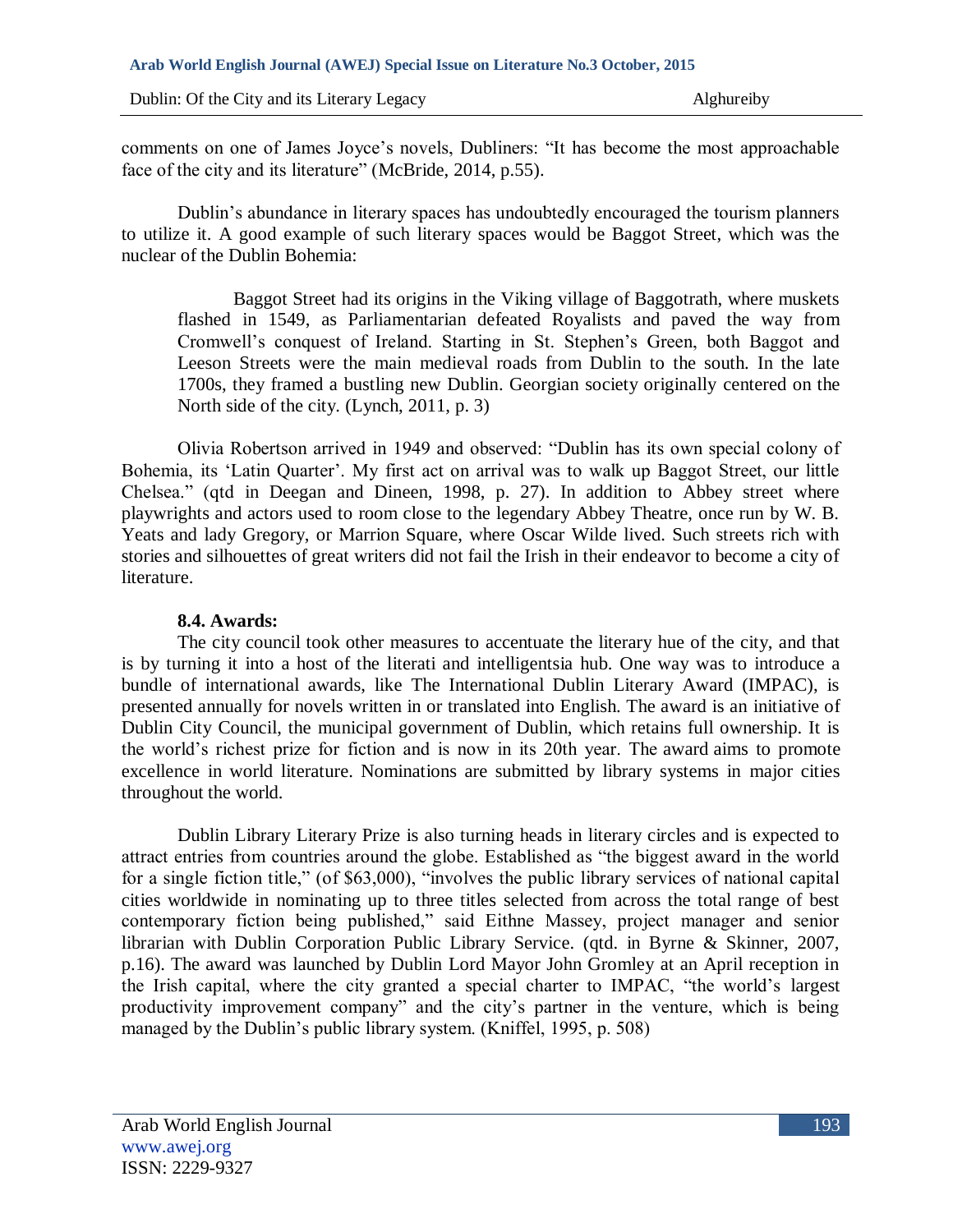comments on one of James Joyce's novels, Dubliners: "It has become the most approachable face of the city and its literature" (McBride, 2014, p.55).

Dublin's abundance in literary spaces has undoubtedly encouraged the tourism planners to utilize it. A good example of such literary spaces would be Baggot Street, which was the nuclear of the Dublin Bohemia:

> Baggot Street had its origins in the Viking village of Baggotrath, where muskets flashed in 1549, as Parliamentarian defeated Royalists and paved the way from Cromwell's conquest of Ireland. Starting in St. Stephen's Green, both Baggot and Leeson Streets were the main medieval roads from Dublin to the south. In the late 1700s, they framed a bustling new Dublin. Georgian society originally centered on the North side of the city. (Lynch, 2011, p. 3)

Olivia Robertson arrived in 1949 and observed: "Dublin has its own special colony of Bohemia, its 'Latin Quarter'. My first act on arrival was to walk up Baggot Street, our little Chelsea." (qtd in Deegan and Dineen, 1998, p. 27). In addition to Abbey street where playwrights and actors used to room close to the legendary Abbey Theatre, once run by W. B. Yeats and lady Gregory, or Marrion Square, where Oscar Wilde lived. Such streets rich with stories and silhouettes of great writers did not fail the Irish in their endeavor to become a city of literature.

### 8.4. Awards:

The city council took other measures to accentuate the literary hue of the city, and that is by turning it into a host of the literati and intelligentsia hub. One way was to introduce a bundle of international awards, like The International Dublin Literary Award (IMPAC), is presented annually for novels written in or translated into English. The award is an initiative of Dublin City Council, the municipal government of Dublin, which retains full ownership. It is the world's richest prize for fiction and is now in its 20th year. The award aims to promote excellence in world literature. Nominations are submitted by library systems in major cities throughout the world.

Dublin Library Literary Prize is also turning heads in literary circles and is expected to attract entries from countries around the globe. Established as "the biggest award in the world for a single fiction title," (of $63,000), "involves the public library services of national capital cities worldwide in nominating up to three titles selected from across the total range of best contemporary fiction being published," said Eithne Massey, project manager and senior librarian with Dublin Corporation Public Library Service. (qtd. in Byrne & Skinner, 2007, p.16). The award was launched by Dublin Lord Mayor John Gromley at an April reception in the Irish capital, where the city granted a special charter to IMPAC, "the world's largest productivity improvement company" and the city's partner in the venture, which is being managed by the Dublin's public library system. (Kniffel, 1995, p. 508)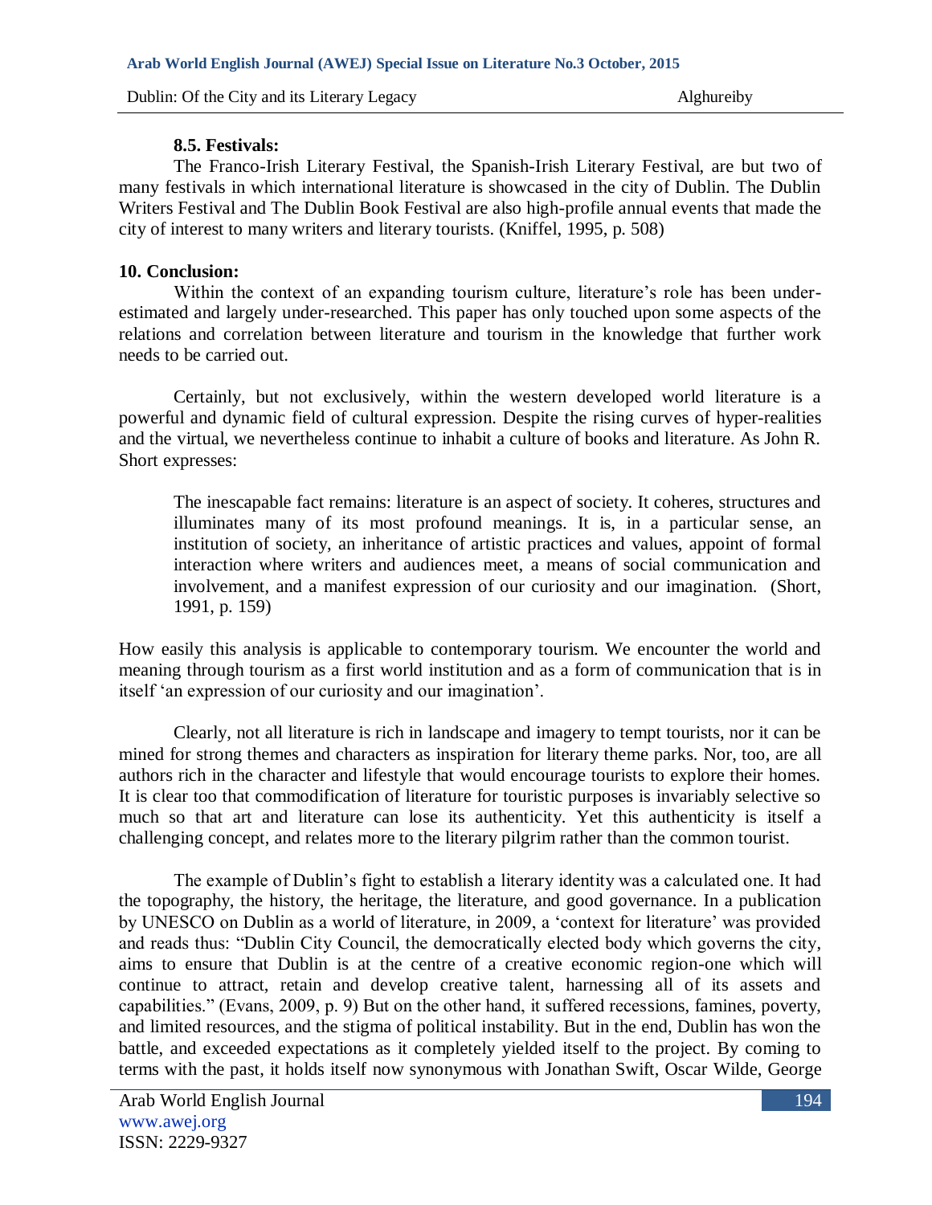### 8.5. Festivals:

The Franco-Irish Literary Festival, the Spanish-Irish Literary Festival, are but two of many festivals in which international literature is showcased in the city of Dublin. The Dublin Writers Festival and The Dublin Book Festival are also high-profile annual events that made the city of interest to many writers and literary tourists. (Kniffel, 1995, p. 508)

## 10. Conclusion:

Within the context of an expanding tourism culture, literature's role has been under-estimated and largely under-researched. This paper has only touched upon some aspects of the relations and correlation between literature and tourism in the knowledge that further work needs to be carried out.

Certainly, but not exclusively, within the western developed world literature is a powerful and dynamic field of cultural expression. Despite the rising curves of hyper-realities and the virtual, we nevertheless continue to inhabit a culture of books and literature. As John R. Short expresses:

> The inescapable fact remains: literature is an aspect of society. It coheres, structures and illuminates many of its most profound meanings. It is, in a particular sense, an institution of society, an inheritance of artistic practices and values, appoint of formal interaction where writers and audiences meet, a means of social communication and involvement, and a manifest expression of our curiosity and our imagination. (Short, 1991, p. 159)

How easily this analysis is applicable to contemporary tourism. We encounter the world and meaning through tourism as a first world institution and as a form of communication that is in itself 'an expression of our curiosity and our imagination'.

Clearly, not all literature is rich in landscape and imagery to tempt tourists, nor it can be mined for strong themes and characters as inspiration for literary theme parks. Nor, too, are all authors rich in the character and lifestyle that would encourage tourists to explore their homes. It is clear too that commodification of literature for touristic purposes is invariably selective so much so that art and literature can lose its authenticity. Yet this authenticity is itself a challenging concept, and relates more to the literary pilgrim rather than the common tourist.

The example of Dublin's fight to establish a literary identity was a calculated one. It had the topography, the history, the heritage, the literature, and good governance. In a publication by UNESCO on Dublin as a world of literature, in 2009, a 'context for literature' was provided and reads thus: "Dublin City Council, the democratically elected body which governs the city, aims to ensure that Dublin is at the centre of a creative economic region-one which will continue to attract, retain and develop creative talent, harnessing all of its assets and capabilities." (Evans, 2009, p. 9) But on the other hand, it suffered recessions, famines, poverty, and limited resources, and the stigma of political instability. But in the end, Dublin has won the battle, and exceeded expectations as it completely yielded itself to the project. By coming to terms with the past, it holds itself now synonymous with Jonathan Swift, Oscar Wilde, George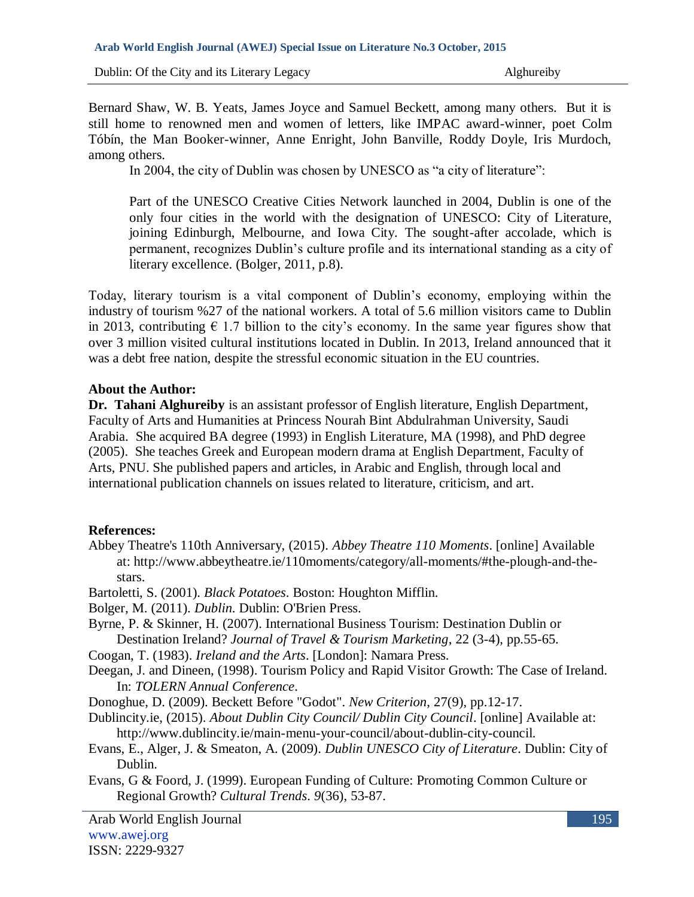Bernard Shaw, W. B. Yeats, James Joyce and Samuel Beckett, among many others. But it is still home to renowned men and women of letters, like IMPAC award-winner, poet Colm Tóbín, the Man Booker-winner, Anne Enright, John Banville, Roddy Doyle, Iris Murdoch, among others.

In 2004, the city of Dublin was chosen by UNESCO as "a city of literature":

> Part of the UNESCO Creative Cities Network launched in 2004, Dublin is one of the only four cities in the world with the designation of UNESCO: City of Literature, joining Edinburgh, Melbourne, and Iowa City. The sought-after accolade, which is permanent, recognizes Dublin's culture profile and its international standing as a city of literary excellence. (Bolger, 2011, p.8).

Today, literary tourism is a vital component of Dublin's economy, employing within the industry of tourism %27 of the national workers. A total of 5.6 million visitors came to Dublin in 2013, contributing € 1.7 billion to the city's economy. In the same year figures show that over 3 million visited cultural institutions located in Dublin. In 2013, Ireland announced that it was a debt free nation, despite the stressful economic situation in the EU countries.

**About the Author:**

**Dr. Tahani Alghureiby** is an assistant professor of English literature, English Department, Faculty of Arts and Humanities at Princess Nourah Bint Abdulrahman University, Saudi Arabia. She acquired BA degree (1993) in English Literature, MA (1998), and PhD degree (2005). She teaches Greek and European modern drama at English Department, Faculty of Arts, PNU. She published papers and articles, in Arabic and English, through local and international publication channels on issues related to literature, criticism, and art.

**References:**

Abbey Theatre's 110th Anniversary, (2015). *Abbey Theatre 110 Moments*. [online] Available at: http://www.abbeytheatre.ie/110moments/category/all-moments/#the-plough-and-the-stars.

Bartoletti, S. (2001). *Black Potatoes*. Boston: Houghton Mifflin.

Bolger, M. (2011). *Dublin*. Dublin: O'Brien Press.

Byrne, P. & Skinner, H. (2007). International Business Tourism: Destination Dublin or Destination Ireland? *Journal of Travel & Tourism Marketing*, 22 (3-4), pp.55-65.

Coogan, T. (1983). *Ireland and the Arts*. [London]: Namara Press.

Deegan, J. and Dineen, (1998). Tourism Policy and Rapid Visitor Growth: The Case of Ireland. In: *TOLERN Annual Conference*.

Donoghue, D. (2009). Beckett Before "Godot". *New Criterion*, 27(9), pp.12-17.

Dublincity.ie, (2015). *About Dublin City Council/ Dublin City Council*. [online] Available at: http://www.dublincity.ie/main-menu-your-council/about-dublin-city-council.

Evans, E., Alger, J. & Smeaton, A. (2009). *Dublin UNESCO City of Literature*. Dublin: City of Dublin.

Evans, G & Foord, J. (1999). European Funding of Culture: Promoting Common Culture or Regional Growth? *Cultural Trends*. *9*(36), 53-87.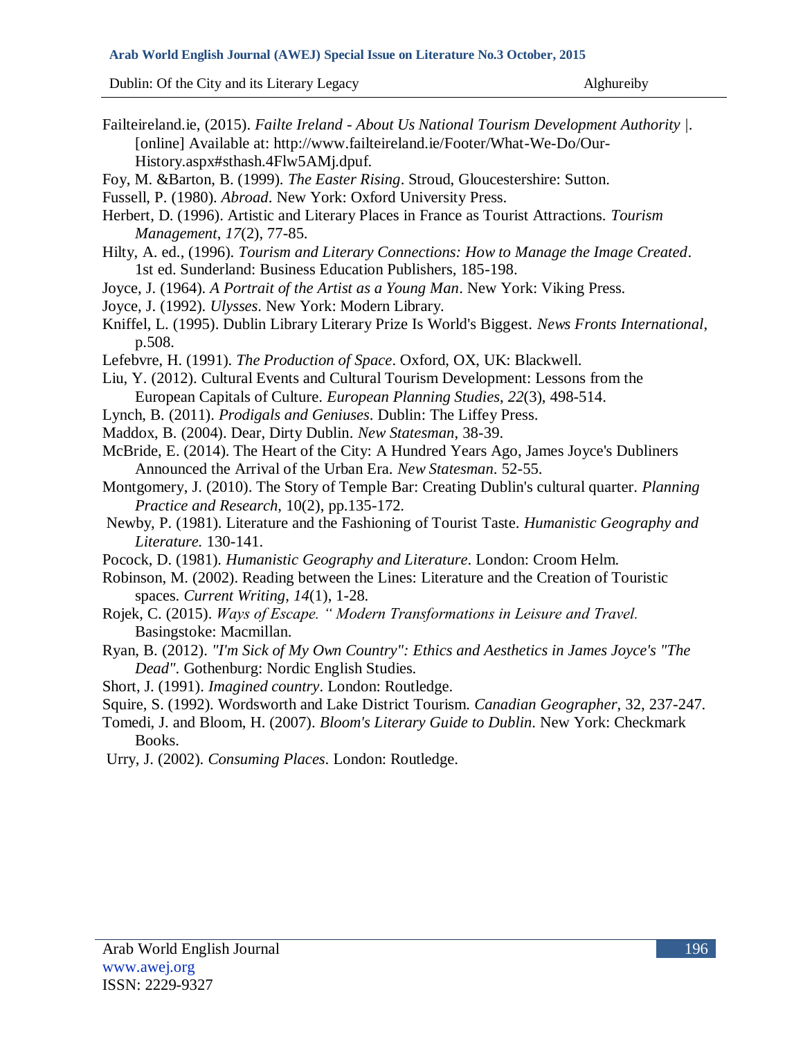Failteireland.ie, (2015). *Failte Ireland - About Us National Tourism Development Authority |*. [online] Available at: http://www.failteireland.ie/Footer/What-We-Do/Our-History.aspx#sthash.4Flw5AMj.dpuf.

Foy, M. &Barton, B. (1999). *The Easter Rising*. Stroud, Gloucestershire: Sutton.

Fussell, P. (1980). *Abroad*. New York: Oxford University Press.

Herbert, D. (1996). Artistic and Literary Places in France as Tourist Attractions. *Tourism Management*, *17*(2), 77-85.

Hilty, A. ed., (1996). *Tourism and Literary Connections: How to Manage the Image Created*. 1st ed. Sunderland: Business Education Publishers, 185-198.

Joyce, J. (1964). *A Portrait of the Artist as a Young Man*. New York: Viking Press.

Joyce, J. (1992). *Ulysses*. New York: Modern Library.

Kniffel, L. (1995). Dublin Library Literary Prize Is World's Biggest. *News Fronts International*, p.508.

Lefebvre, H. (1991). *The Production of Space*. Oxford, OX, UK: Blackwell.

Liu, Y. (2012). Cultural Events and Cultural Tourism Development: Lessons from the European Capitals of Culture. *European Planning Studies*, *22*(3), 498-514.

Lynch, B. (2011). *Prodigals and Geniuses*. Dublin: The Liffey Press.

Maddox, B. (2004). Dear, Dirty Dublin. *New Statesman*, 38-39.

McBride, E. (2014). The Heart of the City: A Hundred Years Ago, James Joyce's Dubliners Announced the Arrival of the Urban Era. *New Statesman*. 52-55.

Montgomery, J. (2010). The Story of Temple Bar: Creating Dublin's cultural quarter. *Planning Practice and Research*, 10(2), pp.135-172.

Newby, P. (1981). Literature and the Fashioning of Tourist Taste. *Humanistic Geography and Literature.* 130-141.

Pocock, D. (1981). *Humanistic Geography and Literature*. London: Croom Helm.

Robinson, M. (2002). Reading between the Lines: Literature and the Creation of Touristic spaces. *Current Writing*, *14*(1), 1-28.

Rojek, C. (2015). *Ways of Escape. " Modern Transformations in Leisure and Travel.* Basingstoke: Macmillan.

Ryan, B. (2012). *"I'm Sick of My Own Country": Ethics and Aesthetics in James Joyce's "The Dead"*. Gothenburg: Nordic English Studies.

Short, J. (1991). *Imagined country*. London: Routledge.

Squire, S. (1992). Wordsworth and Lake District Tourism. *Canadian Geographer*, 32, 237-247.

Tomedi, J. and Bloom, H. (2007). *Bloom's Literary Guide to Dublin*. New York: Checkmark Books.

Urry, J. (2002). *Consuming Places*. London: Routledge.